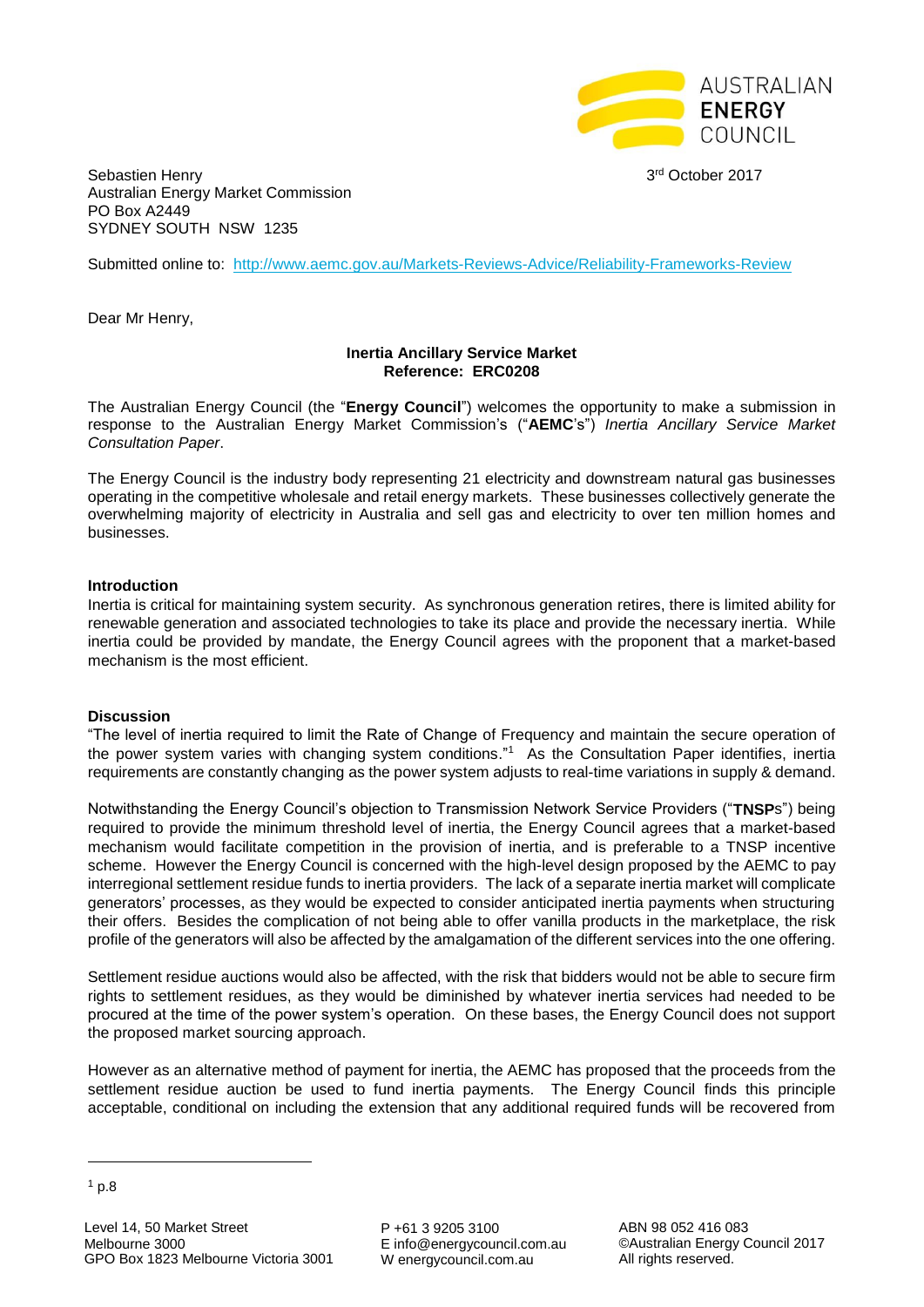AUSTRALIAN **ENERGY** COUNCIL

Sebastien Henry
Australian Energy Market Commission
PO Box A2449
SYDNEY SOUTH NSW 1235

3rd October 2017

Submitted online to: http://www.aemc.gov.au/Markets-Reviews-Advice/Reliability-Frameworks-Review

Dear Mr Henry,

**Inertia Ancillary Service Market**
**Reference: ERC0208**

The Australian Energy Council (the "**Energy Council**") welcomes the opportunity to make a submission in response to the Australian Energy Market Commission's ("**AEMC**'s") *Inertia Ancillary Service Market Consultation Paper*.

The Energy Council is the industry body representing 21 electricity and downstream natural gas businesses operating in the competitive wholesale and retail energy markets. These businesses collectively generate the overwhelming majority of electricity in Australia and sell gas and electricity to over ten million homes and businesses.

**Introduction**

Inertia is critical for maintaining system security. As synchronous generation retires, there is limited ability for renewable generation and associated technologies to take its place and provide the necessary inertia. While inertia could be provided by mandate, the Energy Council agrees with the proponent that a market-based mechanism is the most efficient.

**Discussion**

"The level of inertia required to limit the Rate of Change of Frequency and maintain the secure operation of the power system varies with changing system conditions."[1] As the Consultation Paper identifies, inertia requirements are constantly changing as the power system adjusts to real-time variations in supply & demand.

Notwithstanding the Energy Council's objection to Transmission Network Service Providers ("**TNSP**s") being required to provide the minimum threshold level of inertia, the Energy Council agrees that a market-based mechanism would facilitate competition in the provision of inertia, and is preferable to a TNSP incentive scheme. However the Energy Council is concerned with the high-level design proposed by the AEMC to pay interregional settlement residue funds to inertia providers. The lack of a separate inertia market will complicate generators' processes, as they would be expected to consider anticipated inertia payments when structuring their offers. Besides the complication of not being able to offer vanilla products in the marketplace, the risk profile of the generators will also be affected by the amalgamation of the different services into the one offering.

Settlement residue auctions would also be affected, with the risk that bidders would not be able to secure firm rights to settlement residues, as they would be diminished by whatever inertia services had needed to be procured at the time of the power system's operation. On these bases, the Energy Council does not support the proposed market sourcing approach.

However as an alternative method of payment for inertia, the AEMC has proposed that the proceeds from the settlement residue auction be used to fund inertia payments. The Energy Council finds this principle acceptable, conditional on including the extension that any additional required funds will be recovered from

[1] p.8

Level 14, 50 Market Street
Melbourne 3000
GPO Box 1823 Melbourne Victoria 3001

P +61 3 9205 3100
E info@energycouncil.com.au
W energycouncil.com.au

ABN 98 052 416 083
©Australian Energy Council 2017
All rights reserved.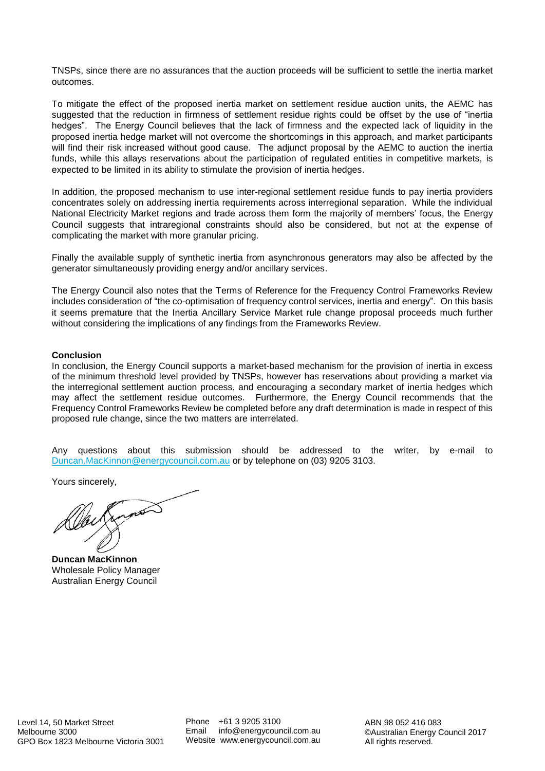TNSPs, since there are no assurances that the auction proceeds will be sufficient to settle the inertia market outcomes.

To mitigate the effect of the proposed inertia market on settlement residue auction units, the AEMC has suggested that the reduction in firmness of settlement residue rights could be offset by the use of "inertia hedges". The Energy Council believes that the lack of firmness and the expected lack of liquidity in the proposed inertia hedge market will not overcome the shortcomings in this approach, and market participants will find their risk increased without good cause. The adjunct proposal by the AEMC to auction the inertia funds, while this allays reservations about the participation of regulated entities in competitive markets, is expected to be limited in its ability to stimulate the provision of inertia hedges.

In addition, the proposed mechanism to use inter-regional settlement residue funds to pay inertia providers concentrates solely on addressing inertia requirements across interregional separation. While the individual National Electricity Market regions and trade across them form the majority of members' focus, the Energy Council suggests that intraregional constraints should also be considered, but not at the expense of complicating the market with more granular pricing.

Finally the available supply of synthetic inertia from asynchronous generators may also be affected by the generator simultaneously providing energy and/or ancillary services.

The Energy Council also notes that the Terms of Reference for the Frequency Control Frameworks Review includes consideration of "the co-optimisation of frequency control services, inertia and energy". On this basis it seems premature that the Inertia Ancillary Service Market rule change proposal proceeds much further without considering the implications of any findings from the Frameworks Review.

**Conclusion**

In conclusion, the Energy Council supports a market-based mechanism for the provision of inertia in excess of the minimum threshold level provided by TNSPs, however has reservations about providing a market via the interregional settlement auction process, and encouraging a secondary market of inertia hedges which may affect the settlement residue outcomes. Furthermore, the Energy Council recommends that the Frequency Control Frameworks Review be completed before any draft determination is made in respect of this proposed rule change, since the two matters are interrelated.

Any questions about this submission should be addressed to the writer, by e-mail to Duncan.MacKinnon@energycouncil.com.au or by telephone on (03) 9205 3103.

Yours sincerely,

**Duncan MacKinnon**
Wholesale Policy Manager
Australian Energy Council

Level 14, 50 Market Street
Melbourne 3000
GPO Box 1823 Melbourne Victoria 3001

Phone +61 3 9205 3100
Email info@energycouncil.com.au
Website www.energycouncil.com.au

ABN 98 052 416 083
©Australian Energy Council 2017
All rights reserved.